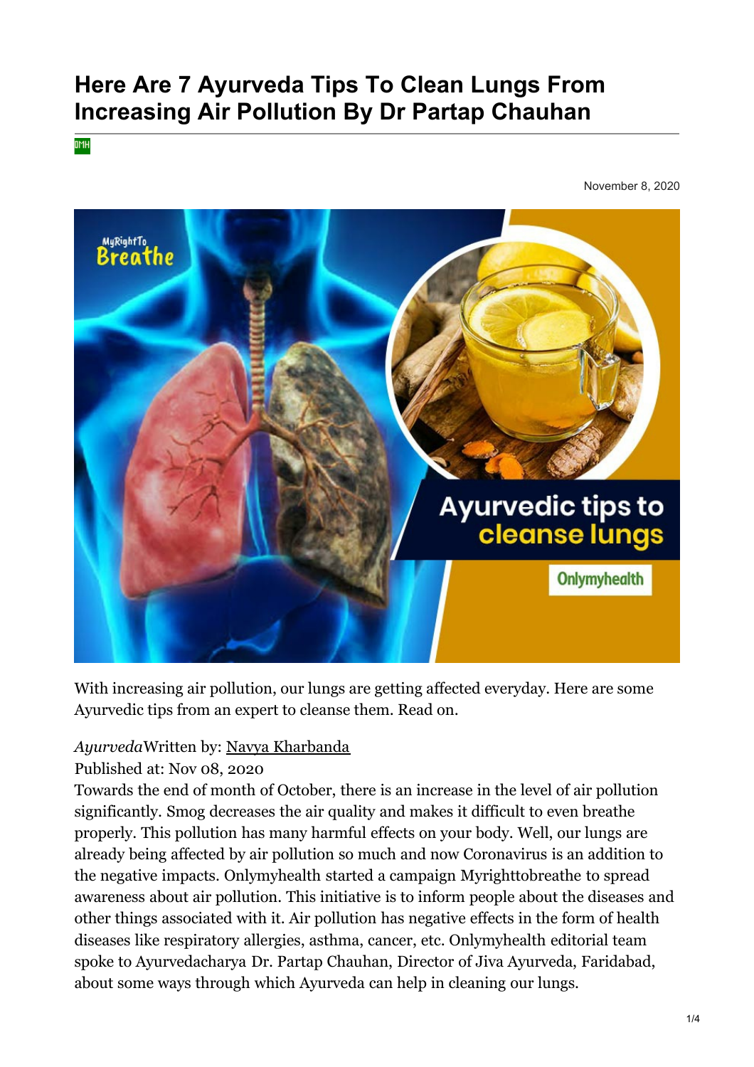# Here Are 7 Ayurveda Tips To Clean Lungs From Increasing Air Pollution By Dr Partap Chauhan

November 8, 2020

With increasing air pollution, our lungs are getting affected everyday. Here are some Ayurvedic tips from an expert to cleanse them. Read on.

*Ayurveda*Written by: Navya Kharbanda

Published at: Nov 08, 2020

Towards the end of month of October, there is an increase in the level of air pollution significantly. Smog decreases the air quality and makes it difficult to even breathe properly. This pollution has many harmful effects on your body. Well, our lungs are already being affected by air pollution so much and now Coronavirus is an addition to the negative impacts. Onlymyhealth started a campaign Myrighttobreathe to spread awareness about air pollution. This initiative is to inform people about the diseases and other things associated with it. Air pollution has negative effects in the form of health diseases like respiratory allergies, asthma, cancer, etc. Onlymyhealth editorial team spoke to Ayurvedacharya Dr. Partap Chauhan, Director of Jiva Ayurveda, Faridabad, about some ways through which Ayurveda can help in cleaning our lungs.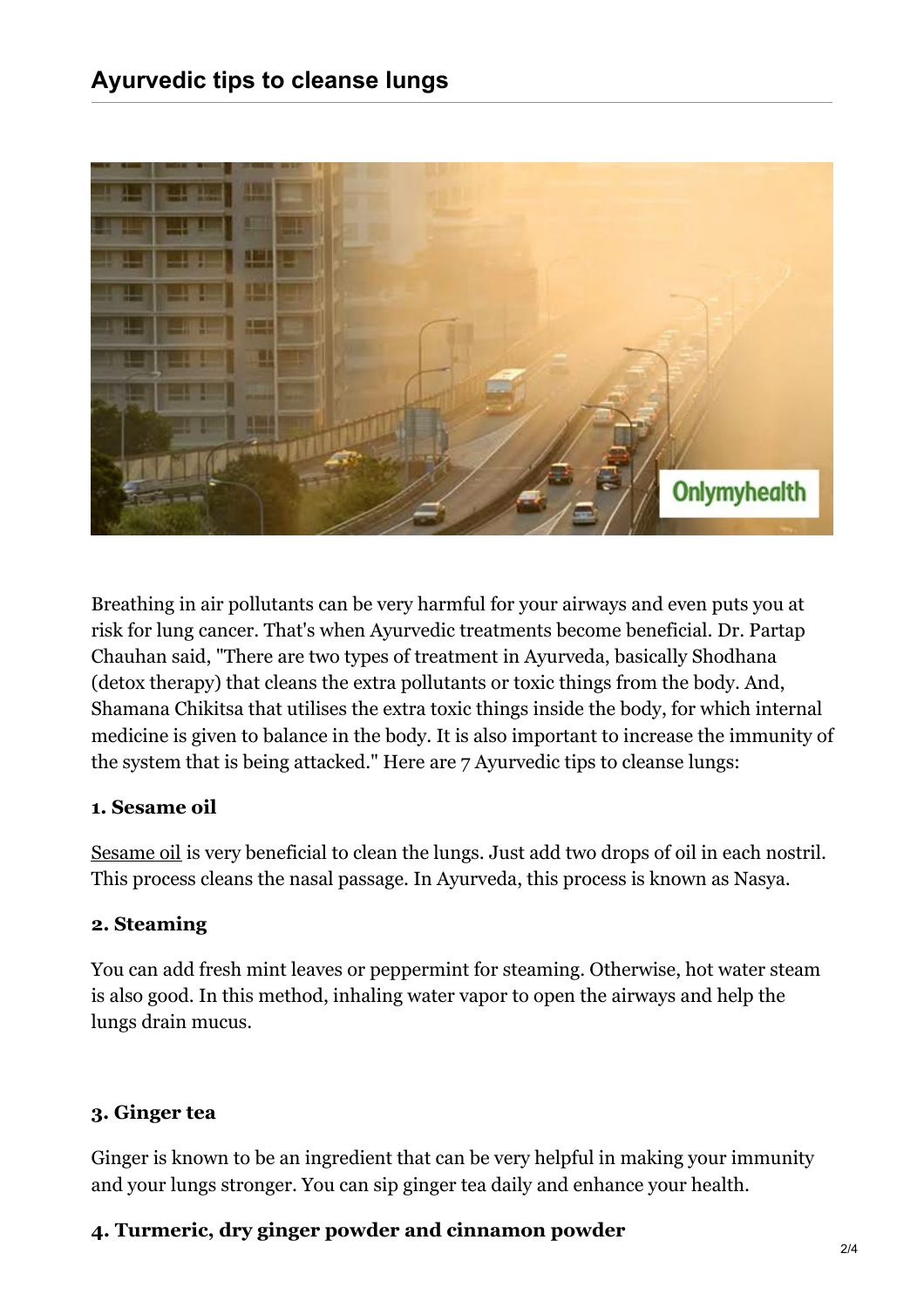## Ayurvedic tips to cleanse lungs

Breathing in air pollutants can be very harmful for your airways and even puts you at risk for lung cancer. That's when Ayurvedic treatments become beneficial. Dr. Partap Chauhan said, "There are two types of treatment in Ayurveda, basically Shodhana (detox therapy) that cleans the extra pollutants or toxic things from the body. And, Shamana Chikitsa that utilises the extra toxic things inside the body, for which internal medicine is given to balance in the body. It is also important to increase the immunity of the system that is being attacked." Here are 7 Ayurvedic tips to cleanse lungs:

### 1. Sesame oil

Sesame oil is very beneficial to clean the lungs. Just add two drops of oil in each nostril. This process cleans the nasal passage. In Ayurveda, this process is known as Nasya.

### 2. Steaming

You can add fresh mint leaves or peppermint for steaming. Otherwise, hot water steam is also good. In this method, inhaling water vapor to open the airways and help the lungs drain mucus.

### 3. Ginger tea

Ginger is known to be an ingredient that can be very helpful in making your immunity and your lungs stronger. You can sip ginger tea daily and enhance your health.

### 4. Turmeric, dry ginger powder and cinnamon powder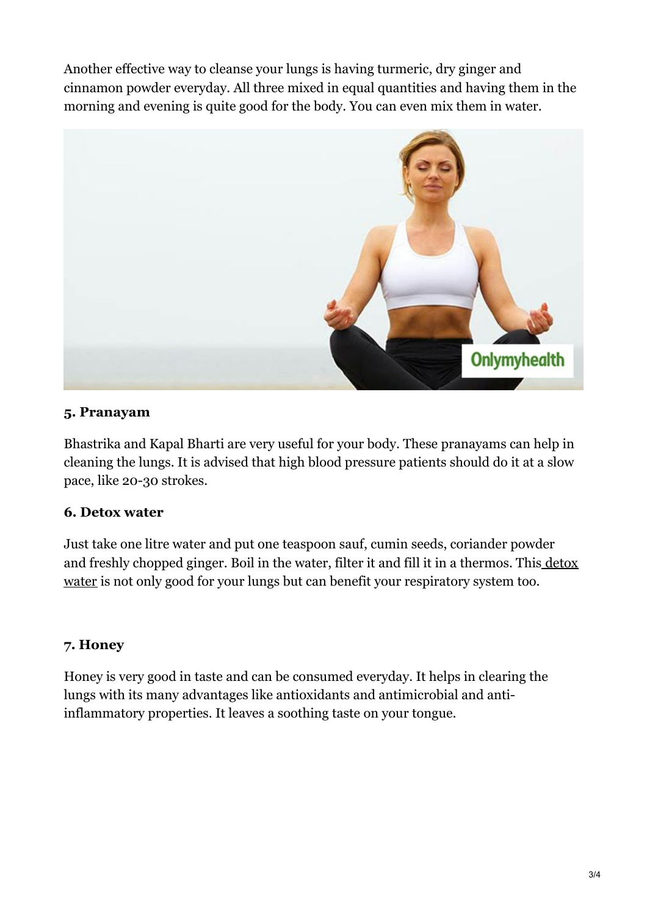Another effective way to cleanse your lungs is having turmeric, dry ginger and cinnamon powder everyday. All three mixed in equal quantities and having them in the morning and evening is quite good for the body. You can even mix them in water.

### 5. Pranayam

Bhastrika and Kapal Bharti are very useful for your body. These pranayams can help in cleaning the lungs. It is advised that high blood pressure patients should do it at a slow pace, like 20-30 strokes.

### 6. Detox water

Just take one litre water and put one teaspoon sauf, cumin seeds, coriander powder and freshly chopped ginger. Boil in the water, filter it and fill it in a thermos. This detox water is not only good for your lungs but can benefit your respiratory system too.

### 7. Honey

Honey is very good in taste and can be consumed everyday. It helps in clearing the lungs with its many advantages like antioxidants and antimicrobial and anti-inflammatory properties. It leaves a soothing taste on your tongue.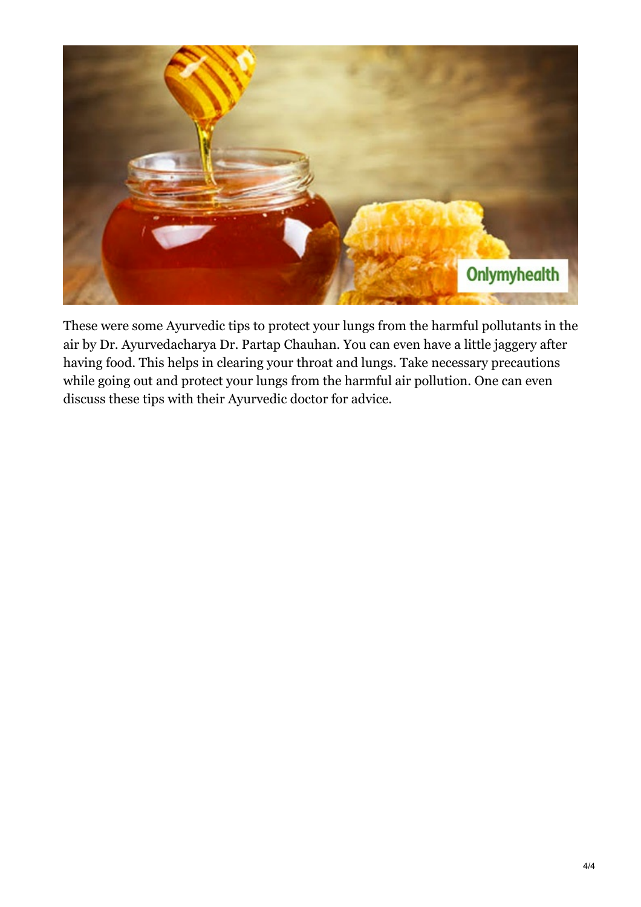These were some Ayurvedic tips to protect your lungs from the harmful pollutants in the air by Dr. Ayurvedacharya Dr. Partap Chauhan. You can even have a little jaggery after having food. This helps in clearing your throat and lungs. Take necessary precautions while going out and protect your lungs from the harmful air pollution. One can even discuss these tips with their Ayurvedic doctor for advice.